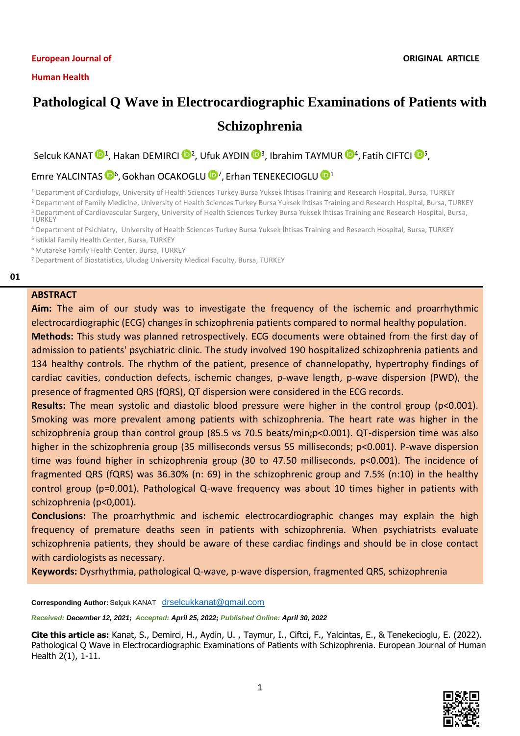European Journal of Human Health

ORIGINAL ARTICLE

# Pathological Q Wave in Electrocardiographic Examinations of Patients with Schizophrenia

Selcuk KANAT[1], Hakan DEMIRCI[2], Ufuk AYDIN[3], Ibrahim TAYMUR[4], Fatih CIFTCI[5], Emre YALCINTAS[6], Gokhan OCAKOGLU[7], Erhan TENEKECIOGLU[1]

[1] Department of Cardiology, University of Health Sciences Turkey Bursa Yuksek Ihtisas Training and Research Hospital, Bursa, TURKEY
[2] Department of Family Medicine, University of Health Sciences Turkey Bursa Yuksek Ihtisas Training and Research Hospital, Bursa, TURKEY
[3] Department of Cardiovascular Surgery, University of Health Sciences Turkey Bursa Yuksek Ihtisas Training and Research Hospital, Bursa, TURKEY
[4] Department of Psichiatry, University of Health Sciences Turkey Bursa Yuksek İhtisas Training and Research Hospital, Bursa, TURKEY
[5] Istiklal Family Health Center, Bursa, TURKEY
[6] Mutareke Family Health Center, Bursa, TURKEY
[7] Department of Biostatistics, Uludag University Medical Faculty, Bursa, TURKEY

01

## ABSTRACT

**Aim:** The aim of our study was to investigate the frequency of the ischemic and proarrhythmic electrocardiographic (ECG) changes in schizophrenia patients compared to normal healthy population.

**Methods:** This study was planned retrospectively. ECG documents were obtained from the first day of admission to patients' psychiatric clinic. The study involved 190 hospitalized schizophrenia patients and 134 healthy controls. The rhythm of the patient, presence of channelopathy, hypertrophy findings of cardiac cavities, conduction defects, ischemic changes, p-wave length, p-wave dispersion (PWD), the presence of fragmented QRS (fQRS), QT dispersion were considered in the ECG records.

**Results:** The mean systolic and diastolic blood pressure were higher in the control group ($p<0.001$). Smoking was more prevalent among patients with schizophrenia. The heart rate was higher in the schizophrenia group than control group (85.5 vs 70.5 beats/min;$p<0.001$). QT-dispersion time was also higher in the schizophrenia group (35 milliseconds versus 55 milliseconds; $p<0.001$). P-wave dispersion time was found higher in schizophrenia group (30 to 47.50 milliseconds, $p<0.001$). The incidence of fragmented QRS (fQRS) was 36.30% (n: 69) in the schizophrenic group and 7.5% (n:10) in the healthy control group ($p=0.001$). Pathological Q-wave frequency was about 10 times higher in patients with schizophrenia ($p<0,001$).

**Conclusions:** The proarrhythmic and ischemic electrocardiographic changes may explain the high frequency of premature deaths seen in patients with schizophrenia. When psychiatrists evaluate schizophrenia patients, they should be aware of these cardiac findings and should be in close contact with cardiologists as necessary.

**Keywords:** Dysrhythmia, pathological Q-wave, p-wave dispersion, fragmented QRS, schizophrenia

**Corresponding Author:** Selçuk KANAT drselcukkanat@gmail.com

*Received:* ***December 12, 2021;*** *Accepted:* ***April 25, 2022;*** *Published Online:* ***April 30, 2022***

**Cite this article as:** Kanat, S., Demirci, H., Aydin, U. , Taymur, I., Ciftci, F., Yalcintas, E., & Tenekecioglu, E. (2022). Pathological Q Wave in Electrocardiographic Examinations of Patients with Schizophrenia. European Journal of Human Health 2(1), 1-11.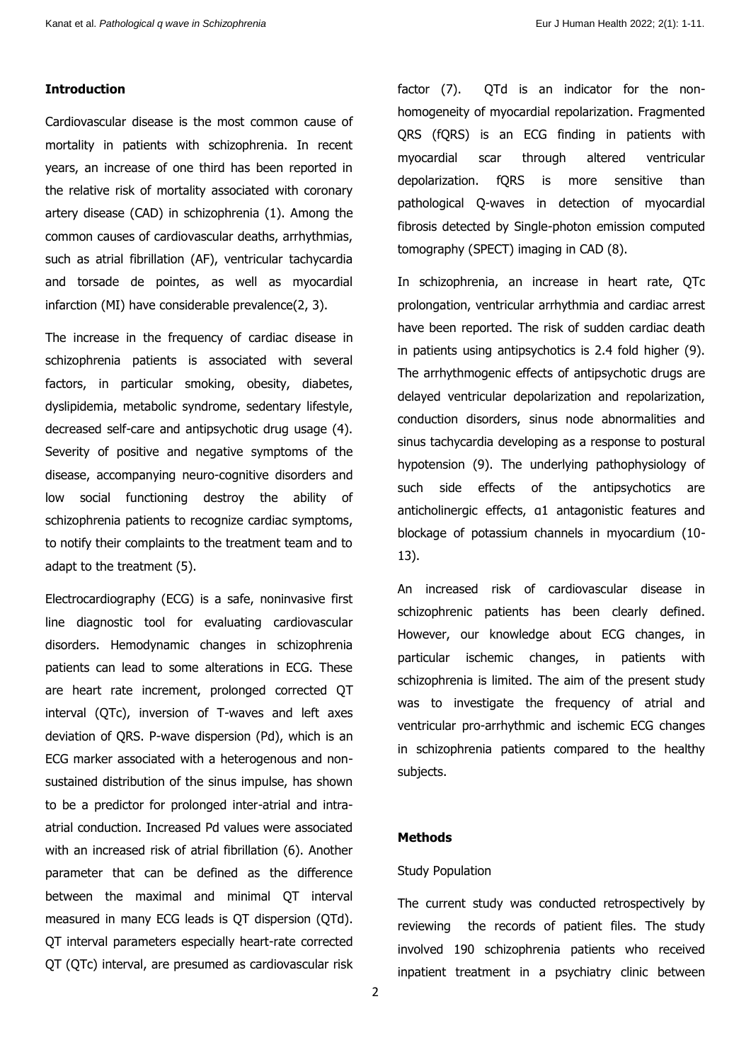## Introduction

Cardiovascular disease is the most common cause of mortality in patients with schizophrenia. In recent years, an increase of one third has been reported in the relative risk of mortality associated with coronary artery disease (CAD) in schizophrenia (1). Among the common causes of cardiovascular deaths, arrhythmias, such as atrial fibrillation (AF), ventricular tachycardia and torsade de pointes, as well as myocardial infarction (MI) have considerable prevalence(2, 3).

The increase in the frequency of cardiac disease in schizophrenia patients is associated with several factors, in particular smoking, obesity, diabetes, dyslipidemia, metabolic syndrome, sedentary lifestyle, decreased self-care and antipsychotic drug usage (4). Severity of positive and negative symptoms of the disease, accompanying neuro-cognitive disorders and low social functioning destroy the ability of schizophrenia patients to recognize cardiac symptoms, to notify their complaints to the treatment team and to adapt to the treatment (5).

Electrocardiography (ECG) is a safe, noninvasive first line diagnostic tool for evaluating cardiovascular disorders. Hemodynamic changes in schizophrenia patients can lead to some alterations in ECG. These are heart rate increment, prolonged corrected QT interval (QTc), inversion of T-waves and left axes deviation of QRS. P-wave dispersion (Pd), which is an ECG marker associated with a heterogenous and non-sustained distribution of the sinus impulse, has shown to be a predictor for prolonged inter-atrial and intra-atrial conduction. Increased Pd values were associated with an increased risk of atrial fibrillation (6). Another parameter that can be defined as the difference between the maximal and minimal QT interval measured in many ECG leads is QT dispersion (QTd). QT interval parameters especially heart-rate corrected QT (QTc) interval, are presumed as cardiovascular risk factor (7). QTd is an indicator for the non-homogeneity of myocardial repolarization. Fragmented QRS (fQRS) is an ECG finding in patients with myocardial scar through altered ventricular depolarization. fQRS is more sensitive than pathological Q-waves in detection of myocardial fibrosis detected by Single-photon emission computed tomography (SPECT) imaging in CAD (8).

In schizophrenia, an increase in heart rate, QTc prolongation, ventricular arrhythmia and cardiac arrest have been reported. The risk of sudden cardiac death in patients using antipsychotics is 2.4 fold higher (9). The arrhythmogenic effects of antipsychotic drugs are delayed ventricular depolarization and repolarization, conduction disorders, sinus node abnormalities and sinus tachycardia developing as a response to postural hypotension (9). The underlying pathophysiology of such side effects of the antipsychotics are anticholinergic effects, α1 antagonistic features and blockage of potassium channels in myocardium (10-13).

An increased risk of cardiovascular disease in schizophrenic patients has been clearly defined. However, our knowledge about ECG changes, in particular ischemic changes, in patients with schizophrenia is limited. The aim of the present study was to investigate the frequency of atrial and ventricular pro-arrhythmic and ischemic ECG changes in schizophrenia patients compared to the healthy subjects.

## Methods

### Study Population

The current study was conducted retrospectively by reviewing the records of patient files. The study involved 190 schizophrenia patients who received inpatient treatment in a psychiatry clinic between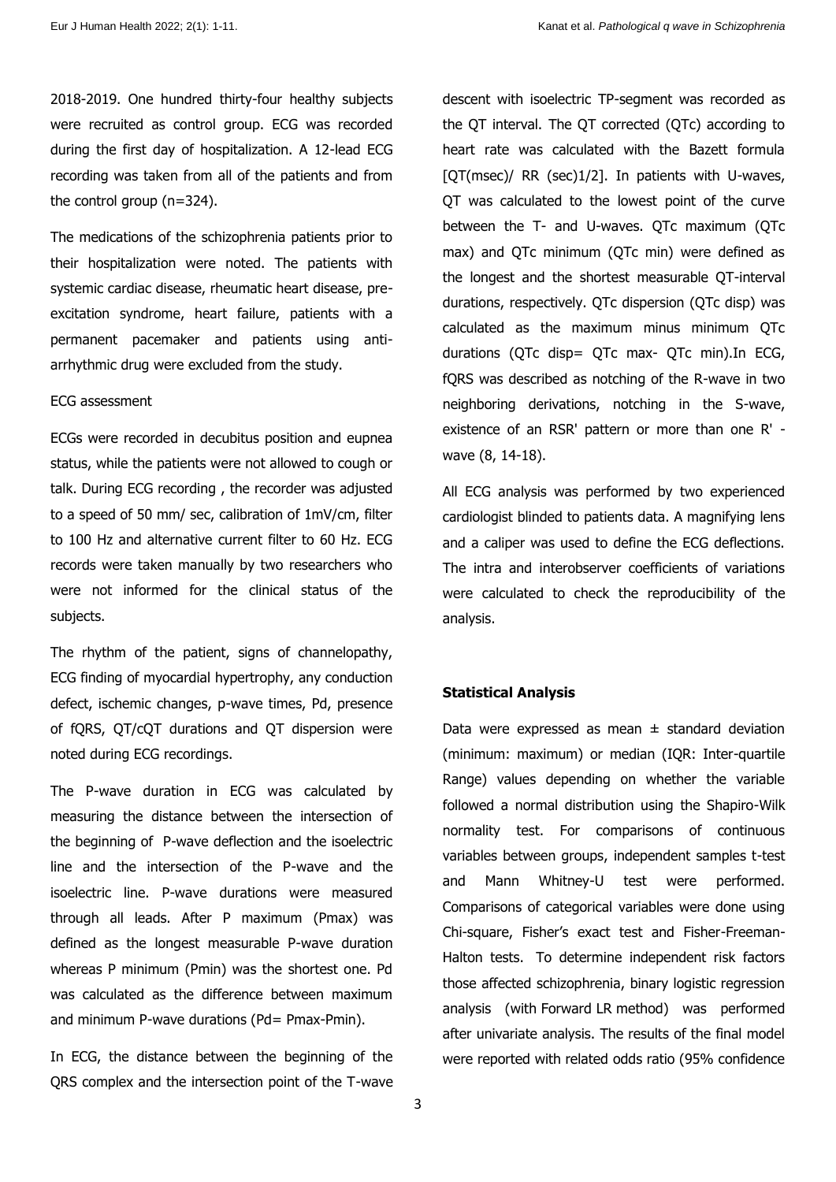2018-2019. One hundred thirty-four healthy subjects were recruited as control group. ECG was recorded during the first day of hospitalization. A 12-lead ECG recording was taken from all of the patients and from the control group (n=324).

The medications of the schizophrenia patients prior to their hospitalization were noted. The patients with systemic cardiac disease, rheumatic heart disease, pre-excitation syndrome, heart failure, patients with a permanent pacemaker and patients using anti-arrhythmic drug were excluded from the study.

ECG assessment

ECGs were recorded in decubitus position and eupnea status, while the patients were not allowed to cough or talk. During ECG recording , the recorder was adjusted to a speed of 50 mm/ sec, calibration of 1mV/cm, filter to 100 Hz and alternative current filter to 60 Hz. ECG records were taken manually by two researchers who were not informed for the clinical status of the subjects.

The rhythm of the patient, signs of channelopathy, ECG finding of myocardial hypertrophy, any conduction defect, ischemic changes, p-wave times, Pd, presence of fQRS, QT/cQT durations and QT dispersion were noted during ECG recordings.

The P-wave duration in ECG was calculated by measuring the distance between the intersection of the beginning of P-wave deflection and the isoelectric line and the intersection of the P-wave and the isoelectric line. P-wave durations were measured through all leads. After P maximum (Pmax) was defined as the longest measurable P-wave duration whereas P minimum (Pmin) was the shortest one. Pd was calculated as the difference between maximum and minimum P-wave durations (Pd= Pmax-Pmin).

In ECG, the distance between the beginning of the QRS complex and the intersection point of the T-wave descent with isoelectric TP-segment was recorded as the QT interval. The QT corrected (QTc) according to heart rate was calculated with the Bazett formula [QT(msec)/ RR (sec)1/2]. In patients with U-waves, QT was calculated to the lowest point of the curve between the T- and U-waves. QTc maximum (QTc max) and QTc minimum (QTc min) were defined as the longest and the shortest measurable QT-interval durations, respectively. QTc dispersion (QTc disp) was calculated as the maximum minus minimum QTc durations (QTc disp= QTc max- QTc min).In ECG, fQRS was described as notching of the R-wave in two neighboring derivations, notching in the S-wave, existence of an RSR' pattern or more than one R' -wave (8, 14-18).

All ECG analysis was performed by two experienced cardiologist blinded to patients data. A magnifying lens and a caliper was used to define the ECG deflections. The intra and interobserver coefficients of variations were calculated to check the reproducibility of the analysis.

**Statistical Analysis**

Data were expressed as mean ± standard deviation (minimum: maximum) or median (IQR: Inter-quartile Range) values depending on whether the variable followed a normal distribution using the Shapiro-Wilk normality test. For comparisons of continuous variables between groups, independent samples t-test and Mann Whitney-U test were performed. Comparisons of categorical variables were done using Chi-square, Fisher's exact test and Fisher-Freeman-Halton tests. To determine independent risk factors those affected schizophrenia, binary logistic regression analysis (with Forward LR method) was performed after univariate analysis. The results of the final model were reported with related odds ratio (95% confidence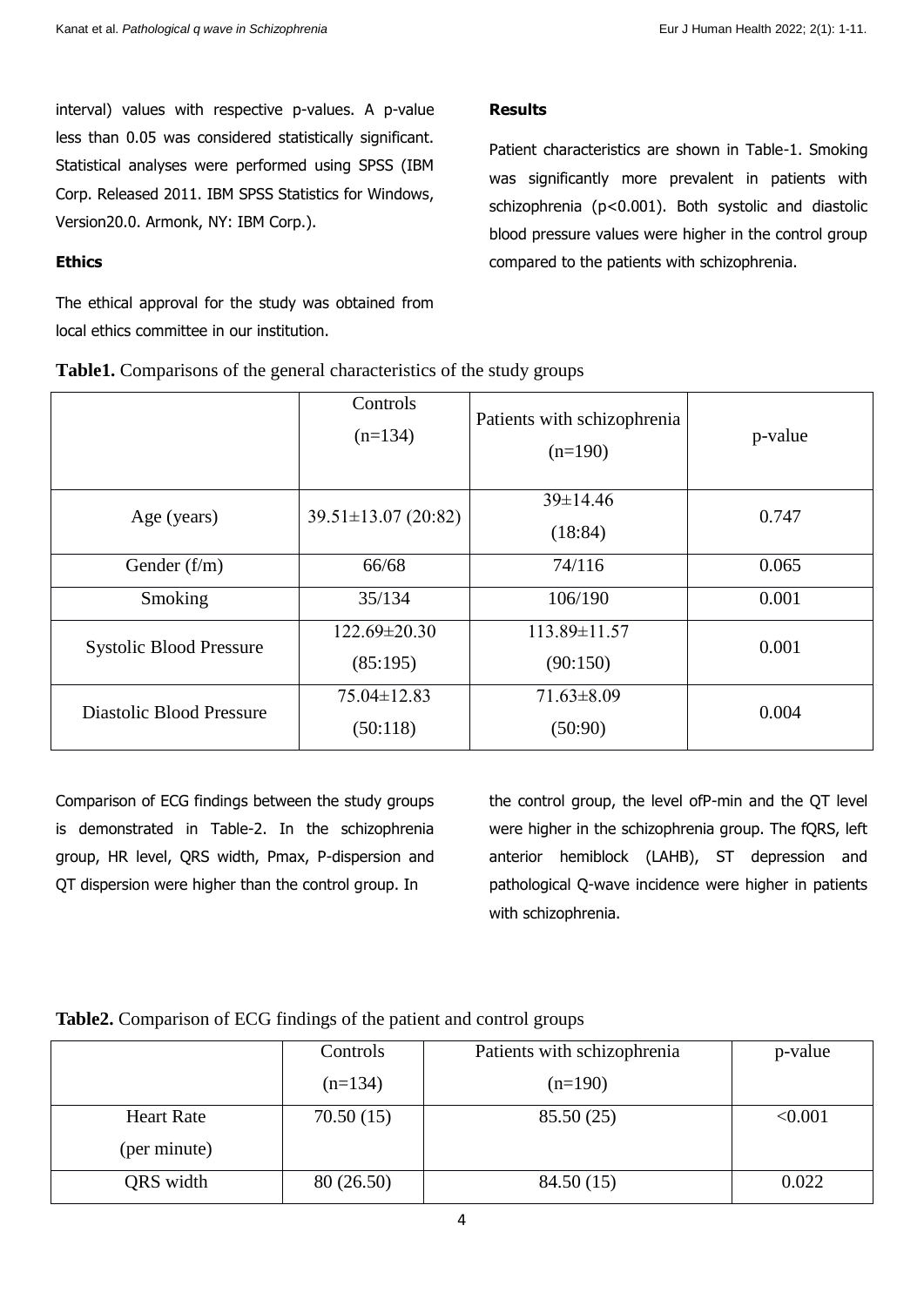interval) values with respective p-values. A p-value less than 0.05 was considered statistically significant. Statistical analyses were performed using SPSS (IBM Corp. Released 2011. IBM SPSS Statistics for Windows, Version20.0. Armonk, NY: IBM Corp.).

**Ethics**

The ethical approval for the study was obtained from local ethics committee in our institution.

**Results**

Patient characteristics are shown in Table-1. Smoking was significantly more prevalent in patients with schizophrenia (p<0.001). Both systolic and diastolic blood pressure values were higher in the control group compared to the patients with schizophrenia.

**Table1.** Comparisons of the general characteristics of the study groups

| | Controls (n=134) | Patients with schizophrenia (n=190) | p-value |
|---|---|---|---|
| Age (years) | 39.51±13.07 (20:82) | 39±14.46 (18:84) | 0.747 |
| Gender (f/m) | 66/68 | 74/116 | 0.065 |
| Smoking | 35/134 | 106/190 | 0.001 |
| Systolic Blood Pressure | 122.69±20.30 (85:195) | 113.89±11.57 (90:150) | 0.001 |
| Diastolic Blood Pressure | 75.04±12.83 (50:118) | 71.63±8.09 (50:90) | 0.004 |

Comparison of ECG findings between the study groups is demonstrated in Table-2. In the schizophrenia group, HR level, QRS width, Pmax, P-dispersion and QT dispersion were higher than the control group. In the control group, the level ofP-min and the QT level were higher in the schizophrenia group. The fQRS, left anterior hemiblock (LAHB), ST depression and pathological Q-wave incidence were higher in patients with schizophrenia.

**Table2.** Comparison of ECG findings of the patient and control groups

| | Controls (n=134) | Patients with schizophrenia (n=190) | p-value |
|---|---|---|---|
| Heart Rate (per minute) | 70.50 (15) | 85.50 (25) | <0.001 |
| QRS width | 80 (26.50) | 84.50 (15) | 0.022 |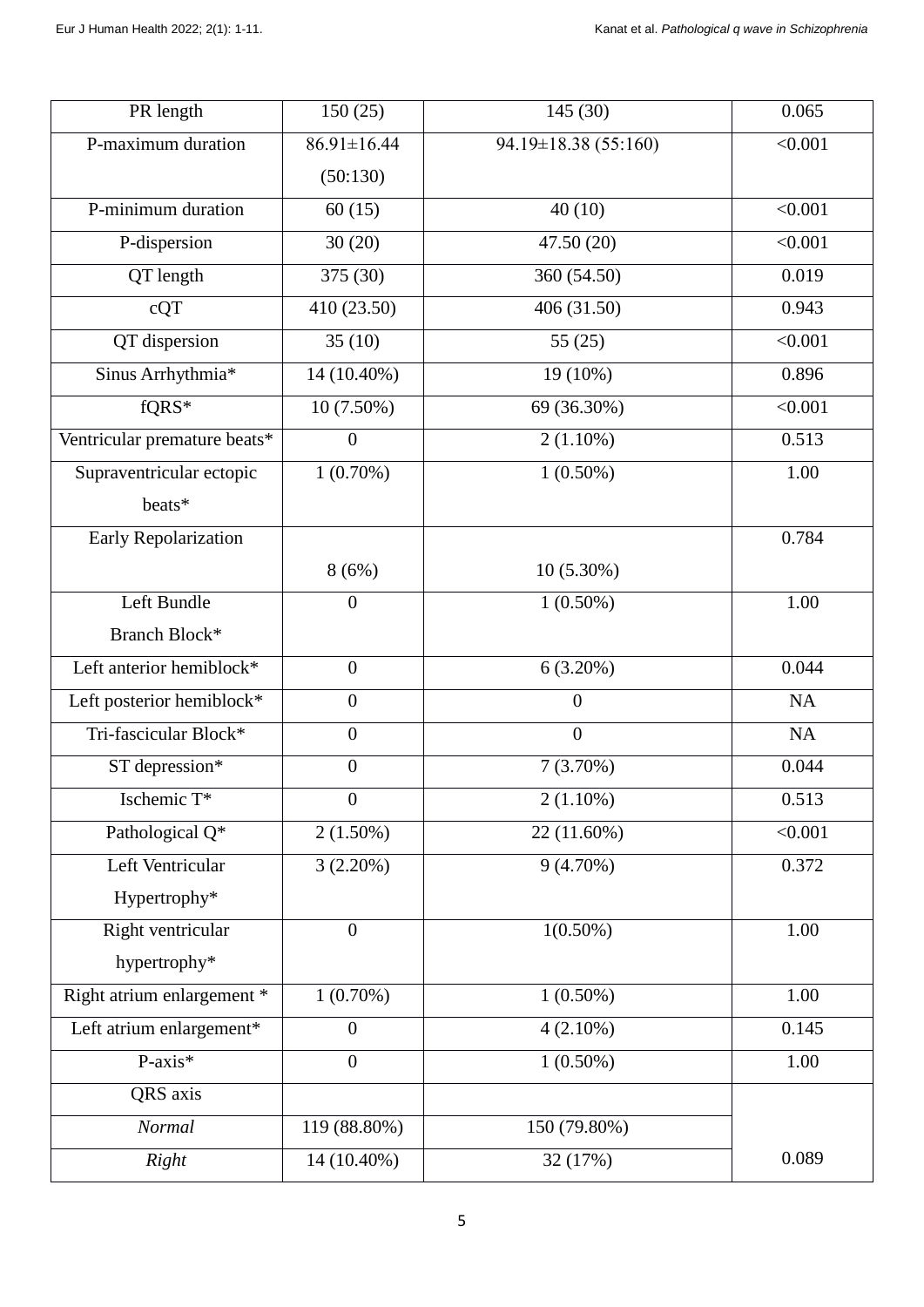| PR length | 150 (25) | 145 (30) | 0.065 |
|---|---|---|---|
| P-maximum duration | 86.91±16.44 (50:130) | 94.19±18.38 (55:160) | <0.001 |
| P-minimum duration | 60 (15) | 40 (10) | <0.001 |
| P-dispersion | 30 (20) | 47.50 (20) | <0.001 |
| QT length | 375 (30) | 360 (54.50) | 0.019 |
| cQT | 410 (23.50) | 406 (31.50) | 0.943 |
| QT dispersion | 35 (10) | 55 (25) | <0.001 |
| Sinus Arrhythmia* | 14 (10.40%) | 19 (10%) | 0.896 |
| fQRS* | 10 (7.50%) | 69 (36.30%) | <0.001 |
| Ventricular premature beats* | 0 | 2 (1.10%) | 0.513 |
| Supraventricular ectopic beats* | 1 (0.70%) | 1 (0.50%) | 1.00 |
| Early Repolarization | 8 (6%) | 10 (5.30%) | 0.784 |
| Left Bundle Branch Block* | 0 | 1 (0.50%) | 1.00 |
| Left anterior hemiblock* | 0 | 6 (3.20%) | 0.044 |
| Left posterior hemiblock* | 0 | 0 | NA |
| Tri-fascicular Block* | 0 | 0 | NA |
| ST depression* | 0 | 7 (3.70%) | 0.044 |
| Ischemic T* | 0 | 2 (1.10%) | 0.513 |
| Pathological Q* | 2 (1.50%) | 22 (11.60%) | <0.001 |
| Left Ventricular Hypertrophy* | 3 (2.20%) | 9 (4.70%) | 0.372 |
| Right ventricular hypertrophy* | 0 | 1(0.50%) | 1.00 |
| Right atrium enlargement * | 1 (0.70%) | 1 (0.50%) | 1.00 |
| Left atrium enlargement* | 0 | 4 (2.10%) | 0.145 |
| P-axis* | 0 | 1 (0.50%) | 1.00 |
| QRS axis | | | |
| *Normal* | 119 (88.80%) | 150 (79.80%) | |
| *Right* | 14 (10.40%) | 32 (17%) | 0.089 |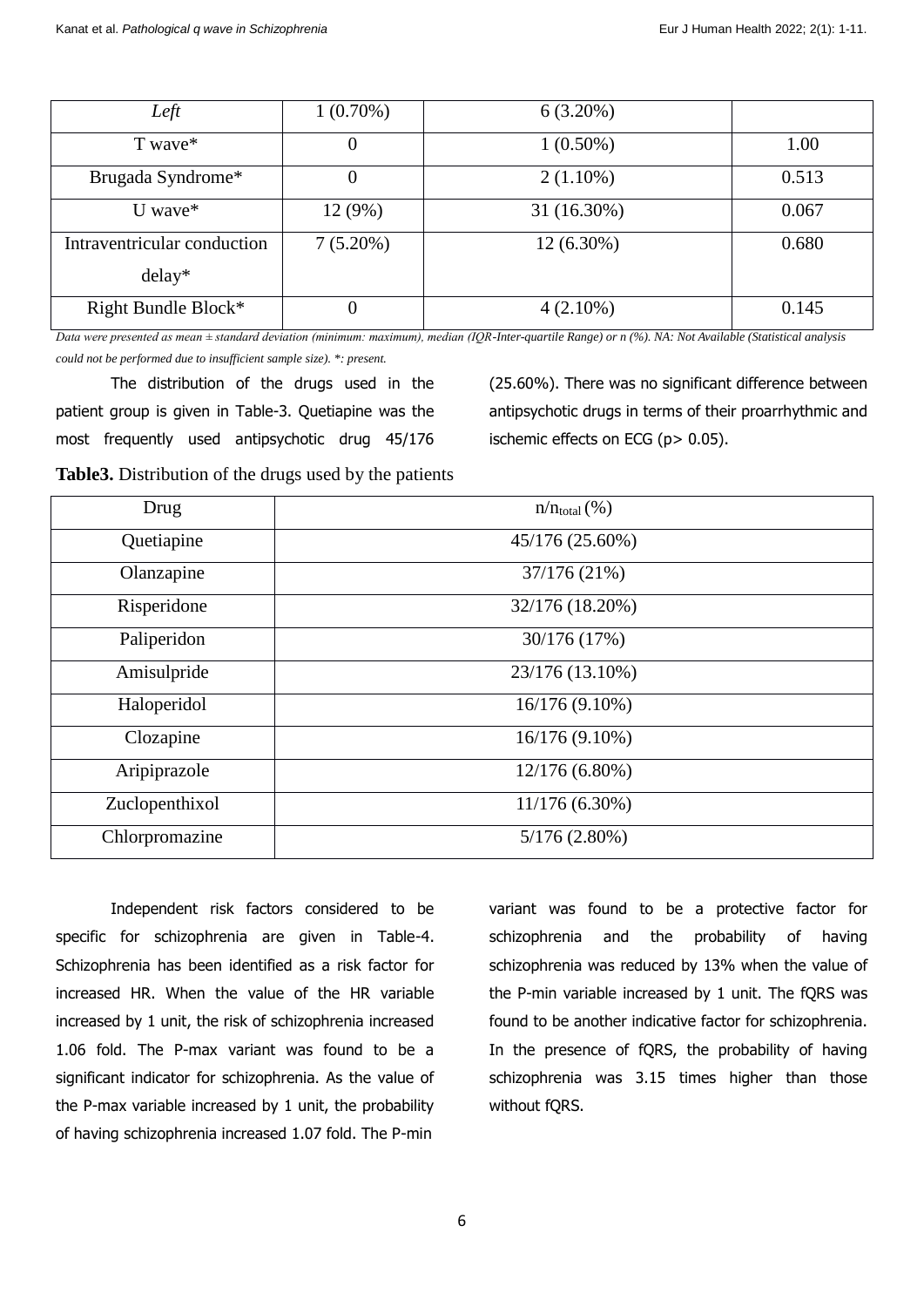| Left | 1 (0.70%) | 6 (3.20%) | |
|---|---|---|---|
| T wave* | 0 | 1 (0.50%) | 1.00 |
| Brugada Syndrome* | 0 | 2 (1.10%) | 0.513 |
| U wave* | 12 (9%) | 31 (16.30%) | 0.067 |
| Intraventricular conduction delay* | 7 (5.20%) | 12 (6.30%) | 0.680 |
| Right Bundle Block* | 0 | 4 (2.10%) | 0.145 |

*Data were presented as mean ± standard deviation (minimum: maximum), median (IQR-Inter-quartile Range) or n (%). NA: Not Available (Statistical analysis could not be performed due to insufficient sample size). *: present.*

The distribution of the drugs used in the patient group is given in Table-3. Quetiapine was the most frequently used antipsychotic drug 45/176 (25.60%). There was no significant difference between antipsychotic drugs in terms of their proarrhythmic and ischemic effects on ECG (p> 0.05).

**Table3.** Distribution of the drugs used by the patients

| Drug | $n/n_{total}$ (%) |
|---|---|
| Quetiapine | 45/176 (25.60%) |
| Olanzapine | 37/176 (21%) |
| Risperidone | 32/176 (18.20%) |
| Paliperidon | 30/176 (17%) |
| Amisulpride | 23/176 (13.10%) |
| Haloperidol | 16/176 (9.10%) |
| Clozapine | 16/176 (9.10%) |
| Aripiprazole | 12/176 (6.80%) |
| Zuclopenthixol | 11/176 (6.30%) |
| Chlorpromazine | 5/176 (2.80%) |

Independent risk factors considered to be specific for schizophrenia are given in Table-4. Schizophrenia has been identified as a risk factor for increased HR. When the value of the HR variable increased by 1 unit, the risk of schizophrenia increased 1.06 fold. The P-max variant was found to be a significant indicator for schizophrenia. As the value of the P-max variable increased by 1 unit, the probability of having schizophrenia increased 1.07 fold. The P-min variant was found to be a protective factor for schizophrenia and the probability of having schizophrenia was reduced by 13% when the value of the P-min variable increased by 1 unit. The fQRS was found to be another indicative factor for schizophrenia. In the presence of fQRS, the probability of having schizophrenia was 3.15 times higher than those without fQRS.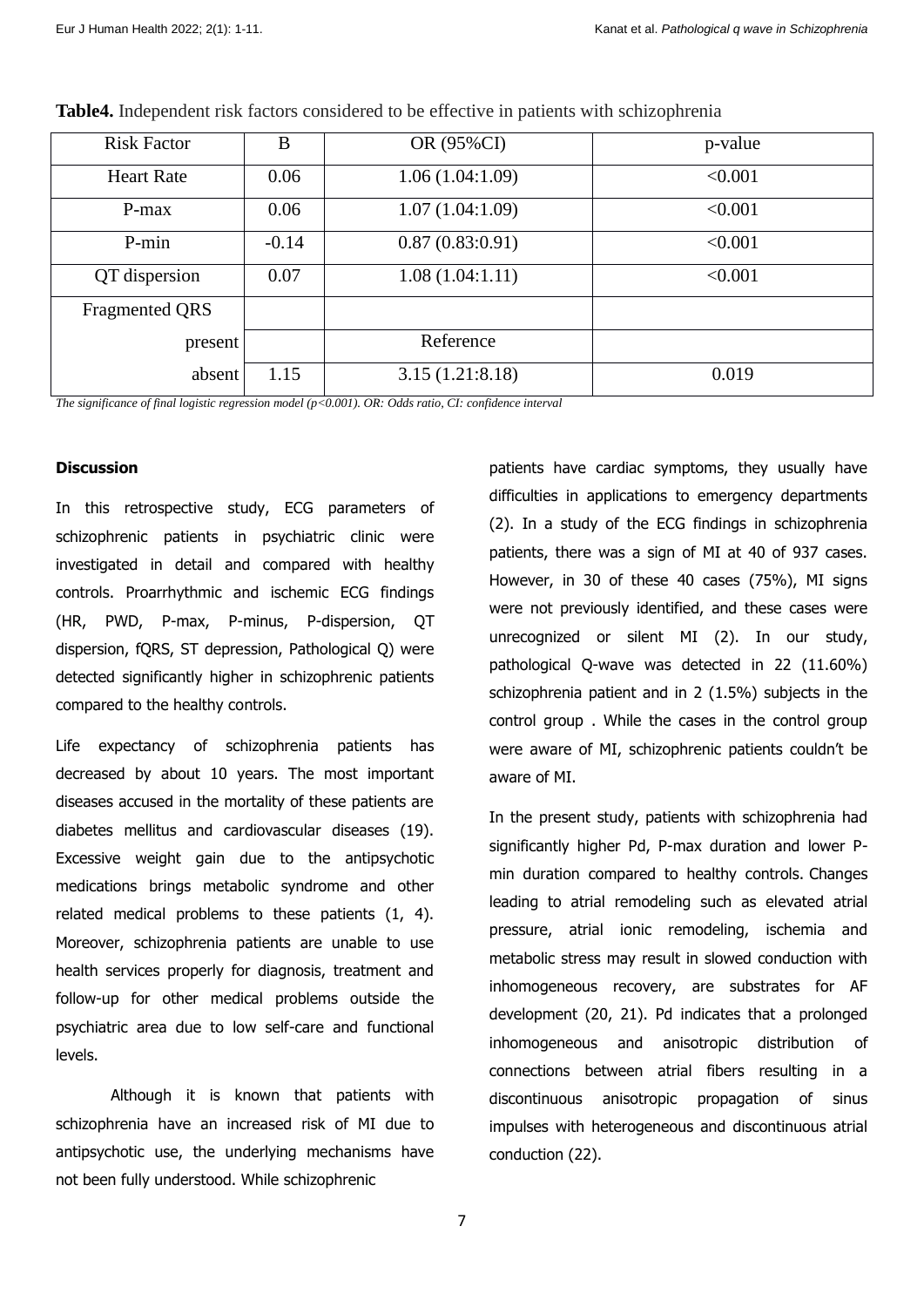**Table4.** Independent risk factors considered to be effective in patients with schizophrenia

| Risk Factor | B | OR (95%CI) | p-value |
|---|---|---|---|
| Heart Rate | 0.06 | 1.06 (1.04:1.09) | <0.001 |
| P-max | 0.06 | 1.07 (1.04:1.09) | <0.001 |
| P-min | -0.14 | 0.87 (0.83:0.91) | <0.001 |
| QT dispersion | 0.07 | 1.08 (1.04:1.11) | <0.001 |
| Fragmented QRS | | | |
| present | | Reference | |
| absent | 1.15 | 3.15 (1.21:8.18) | 0.019 |

*The significance of final logistic regression model (p<0.001). OR: Odds ratio, CI: confidence interval*

**Discussion**

In this retrospective study, ECG parameters of schizophrenic patients in psychiatric clinic were investigated in detail and compared with healthy controls. Proarrhythmic and ischemic ECG findings (HR, PWD, P-max, P-minus, P-dispersion, QT dispersion, fQRS, ST depression, Pathological Q) were detected significantly higher in schizophrenic patients compared to the healthy controls.

Life expectancy of schizophrenia patients has decreased by about 10 years. The most important diseases accused in the mortality of these patients are diabetes mellitus and cardiovascular diseases (19). Excessive weight gain due to the antipsychotic medications brings metabolic syndrome and other related medical problems to these patients (1, 4). Moreover, schizophrenia patients are unable to use health services properly for diagnosis, treatment and follow-up for other medical problems outside the psychiatric area due to low self-care and functional levels.

Although it is known that patients with schizophrenia have an increased risk of MI due to antipsychotic use, the underlying mechanisms have not been fully understood. While schizophrenic patients have cardiac symptoms, they usually have difficulties in applications to emergency departments (2). In a study of the ECG findings in schizophrenia patients, there was a sign of MI at 40 of 937 cases. However, in 30 of these 40 cases (75%), MI signs were not previously identified, and these cases were unrecognized or silent MI (2). In our study, pathological Q-wave was detected in 22 (11.60%) schizophrenia patient and in 2 (1.5%) subjects in the control group . While the cases in the control group were aware of MI, schizophrenic patients couldn't be aware of MI.

In the present study, patients with schizophrenia had significantly higher Pd, P-max duration and lower P-min duration compared to healthy controls. Changes leading to atrial remodeling such as elevated atrial pressure, atrial ionic remodeling, ischemia and metabolic stress may result in slowed conduction with inhomogeneous recovery, are substrates for AF development (20, 21). Pd indicates that a prolonged inhomogeneous and anisotropic distribution of connections between atrial fibers resulting in a discontinuous anisotropic propagation of sinus impulses with heterogeneous and discontinuous atrial conduction (22).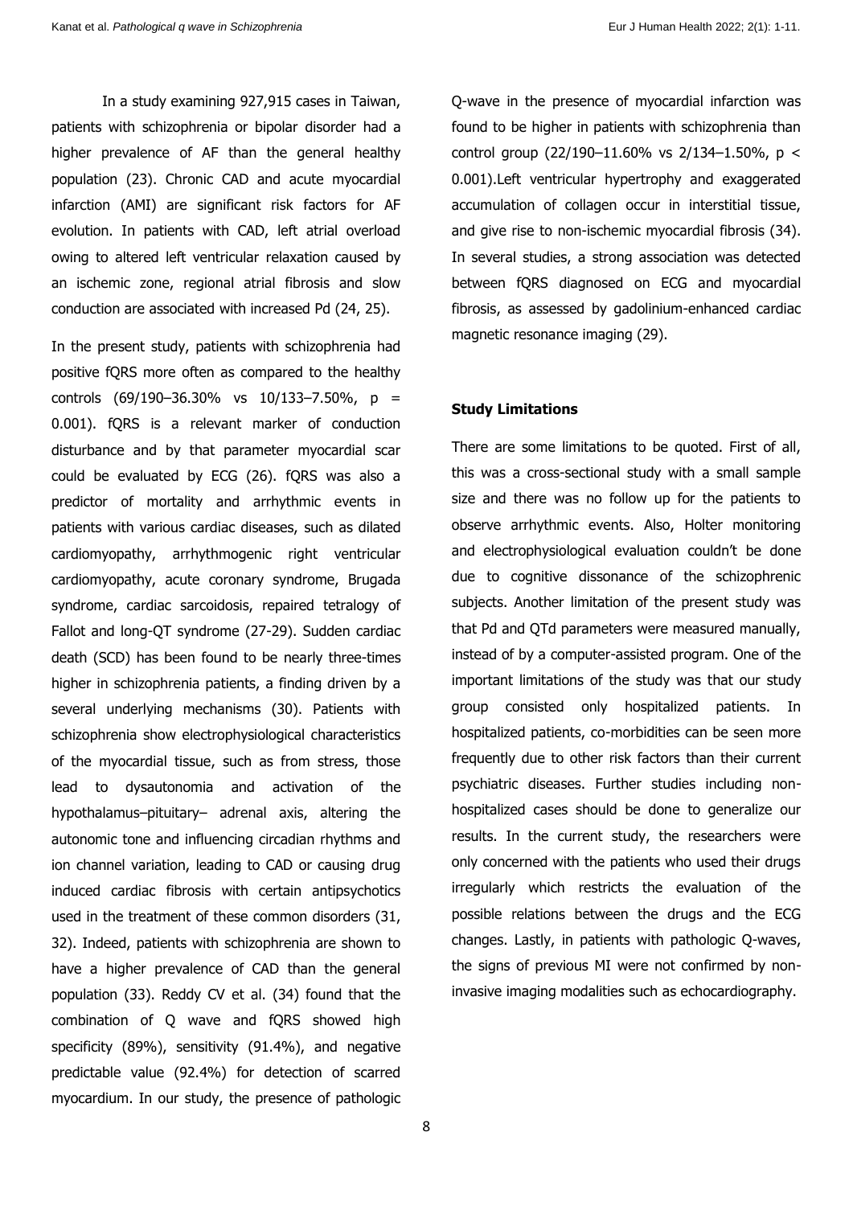In a study examining 927,915 cases in Taiwan, patients with schizophrenia or bipolar disorder had a higher prevalence of AF than the general healthy population (23). Chronic CAD and acute myocardial infarction (AMI) are significant risk factors for AF evolution. In patients with CAD, left atrial overload owing to altered left ventricular relaxation caused by an ischemic zone, regional atrial fibrosis and slow conduction are associated with increased Pd (24, 25).

In the present study, patients with schizophrenia had positive fQRS more often as compared to the healthy controls (69/190–36.30% vs 10/133–7.50%, $p = 0.001$). fQRS is a relevant marker of conduction disturbance and by that parameter myocardial scar could be evaluated by ECG (26). fQRS was also a predictor of mortality and arrhythmic events in patients with various cardiac diseases, such as dilated cardiomyopathy, arrhythmogenic right ventricular cardiomyopathy, acute coronary syndrome, Brugada syndrome, cardiac sarcoidosis, repaired tetralogy of Fallot and long-QT syndrome (27-29). Sudden cardiac death (SCD) has been found to be nearly three-times higher in schizophrenia patients, a finding driven by a several underlying mechanisms (30). Patients with schizophrenia show electrophysiological characteristics of the myocardial tissue, such as from stress, those lead to dysautonomia and activation of the hypothalamus–pituitary– adrenal axis, altering the autonomic tone and influencing circadian rhythms and ion channel variation, leading to CAD or causing drug induced cardiac fibrosis with certain antipsychotics used in the treatment of these common disorders (31, 32). Indeed, patients with schizophrenia are shown to have a higher prevalence of CAD than the general population (33). Reddy CV et al. (34) found that the combination of Q wave and fQRS showed high specificity (89%), sensitivity (91.4%), and negative predictable value (92.4%) for detection of scarred myocardium. In our study, the presence of pathologic Q-wave in the presence of myocardial infarction was found to be higher in patients with schizophrenia than control group (22/190–11.60% vs 2/134–1.50%, $p < 0.001$).Left ventricular hypertrophy and exaggerated accumulation of collagen occur in interstitial tissue, and give rise to non-ischemic myocardial fibrosis (34). In several studies, a strong association was detected between fQRS diagnosed on ECG and myocardial fibrosis, as assessed by gadolinium-enhanced cardiac magnetic resonance imaging (29).

**Study Limitations**

There are some limitations to be quoted. First of all, this was a cross-sectional study with a small sample size and there was no follow up for the patients to observe arrhythmic events. Also, Holter monitoring and electrophysiological evaluation couldn't be done due to cognitive dissonance of the schizophrenic subjects. Another limitation of the present study was that Pd and QTd parameters were measured manually, instead of by a computer-assisted program. One of the important limitations of the study was that our study group consisted only hospitalized patients. In hospitalized patients, co-morbidities can be seen more frequently due to other risk factors than their current psychiatric diseases. Further studies including non-hospitalized cases should be done to generalize our results. In the current study, the researchers were only concerned with the patients who used their drugs irregularly which restricts the evaluation of the possible relations between the drugs and the ECG changes. Lastly, in patients with pathologic Q-waves, the signs of previous MI were not confirmed by non-invasive imaging modalities such as echocardiography.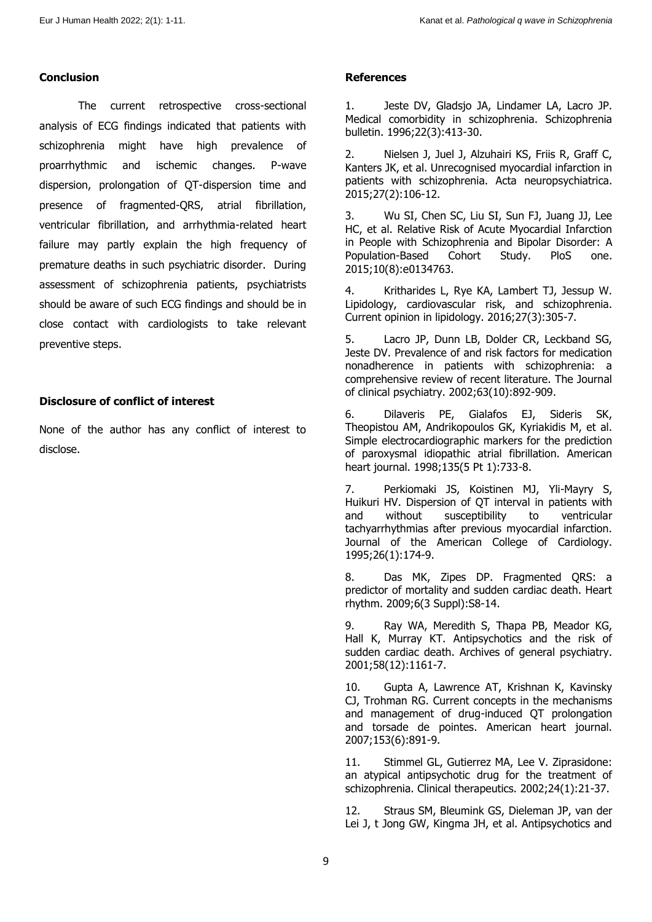## Conclusion

The current retrospective cross-sectional analysis of ECG findings indicated that patients with schizophrenia might have high prevalence of proarrhythmic and ischemic changes. P-wave dispersion, prolongation of QT-dispersion time and presence of fragmented-QRS, atrial fibrillation, ventricular fibrillation, and arrhythmia-related heart failure may partly explain the high frequency of premature deaths in such psychiatric disorder. During assessment of schizophrenia patients, psychiatrists should be aware of such ECG findings and should be in close contact with cardiologists to take relevant preventive steps.

## Disclosure of conflict of interest

None of the author has any conflict of interest to disclose.

## References

1. Jeste DV, Gladsjo JA, Lindamer LA, Lacro JP. Medical comorbidity in schizophrenia. Schizophrenia bulletin. 1996;22(3):413-30.

2. Nielsen J, Juel J, Alzuhairi KS, Friis R, Graff C, Kanters JK, et al. Unrecognised myocardial infarction in patients with schizophrenia. Acta neuropsychiatrica. 2015;27(2):106-12.

3. Wu SI, Chen SC, Liu SI, Sun FJ, Juang JJ, Lee HC, et al. Relative Risk of Acute Myocardial Infarction in People with Schizophrenia and Bipolar Disorder: A Population-Based Cohort Study. PloS one. 2015;10(8):e0134763.

4. Kritharides L, Rye KA, Lambert TJ, Jessup W. Lipidology, cardiovascular risk, and schizophrenia. Current opinion in lipidology. 2016;27(3):305-7.

5. Lacro JP, Dunn LB, Dolder CR, Leckband SG, Jeste DV. Prevalence of and risk factors for medication nonadherence in patients with schizophrenia: a comprehensive review of recent literature. The Journal of clinical psychiatry. 2002;63(10):892-909.

6. Dilaveris PE, Gialafos EJ, Sideris SK, Theopistou AM, Andrikopoulos GK, Kyriakidis M, et al. Simple electrocardiographic markers for the prediction of paroxysmal idiopathic atrial fibrillation. American heart journal. 1998;135(5 Pt 1):733-8.

7. Perkiomaki JS, Koistinen MJ, Yli-Mayry S, Huikuri HV. Dispersion of QT interval in patients with and without susceptibility to ventricular tachyarrhythmias after previous myocardial infarction. Journal of the American College of Cardiology. 1995;26(1):174-9.

8. Das MK, Zipes DP. Fragmented QRS: a predictor of mortality and sudden cardiac death. Heart rhythm. 2009;6(3 Suppl):S8-14.

9. Ray WA, Meredith S, Thapa PB, Meador KG, Hall K, Murray KT. Antipsychotics and the risk of sudden cardiac death. Archives of general psychiatry. 2001;58(12):1161-7.

10. Gupta A, Lawrence AT, Krishnan K, Kavinsky CJ, Trohman RG. Current concepts in the mechanisms and management of drug-induced QT prolongation and torsade de pointes. American heart journal. 2007;153(6):891-9.

11. Stimmel GL, Gutierrez MA, Lee V. Ziprasidone: an atypical antipsychotic drug for the treatment of schizophrenia. Clinical therapeutics. 2002;24(1):21-37.

12. Straus SM, Bleumink GS, Dieleman JP, van der Lei J, t Jong GW, Kingma JH, et al. Antipsychotics and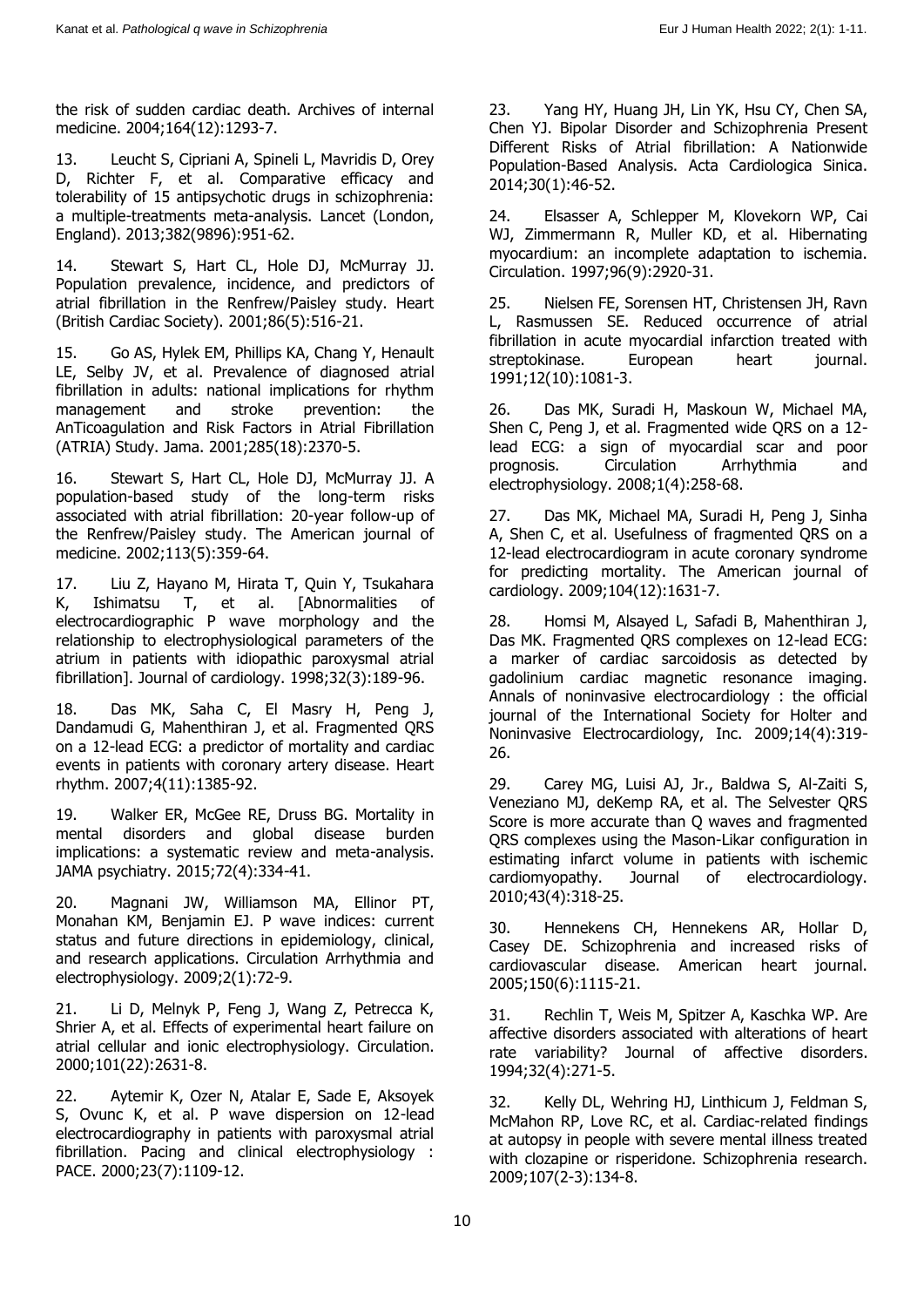the risk of sudden cardiac death. Archives of internal medicine. 2004;164(12):1293-7.

13. Leucht S, Cipriani A, Spineli L, Mavridis D, Orey D, Richter F, et al. Comparative efficacy and tolerability of 15 antipsychotic drugs in schizophrenia: a multiple-treatments meta-analysis. Lancet (London, England). 2013;382(9896):951-62.

14. Stewart S, Hart CL, Hole DJ, McMurray JJ. Population prevalence, incidence, and predictors of atrial fibrillation in the Renfrew/Paisley study. Heart (British Cardiac Society). 2001;86(5):516-21.

15. Go AS, Hylek EM, Phillips KA, Chang Y, Henault LE, Selby JV, et al. Prevalence of diagnosed atrial fibrillation in adults: national implications for rhythm management and stroke prevention: the AnTicoagulation and Risk Factors in Atrial Fibrillation (ATRIA) Study. Jama. 2001;285(18):2370-5.

16. Stewart S, Hart CL, Hole DJ, McMurray JJ. A population-based study of the long-term risks associated with atrial fibrillation: 20-year follow-up of the Renfrew/Paisley study. The American journal of medicine. 2002;113(5):359-64.

17. Liu Z, Hayano M, Hirata T, Quin Y, Tsukahara K, Ishimatsu T, et al. [Abnormalities of electrocardiographic P wave morphology and the relationship to electrophysiological parameters of the atrium in patients with idiopathic paroxysmal atrial fibrillation]. Journal of cardiology. 1998;32(3):189-96.

18. Das MK, Saha C, El Masry H, Peng J, Dandamudi G, Mahenthiran J, et al. Fragmented QRS on a 12-lead ECG: a predictor of mortality and cardiac events in patients with coronary artery disease. Heart rhythm. 2007;4(11):1385-92.

19. Walker ER, McGee RE, Druss BG. Mortality in mental disorders and global disease burden implications: a systematic review and meta-analysis. JAMA psychiatry. 2015;72(4):334-41.

20. Magnani JW, Williamson MA, Ellinor PT, Monahan KM, Benjamin EJ. P wave indices: current status and future directions in epidemiology, clinical, and research applications. Circulation Arrhythmia and electrophysiology. 2009;2(1):72-9.

21. Li D, Melnyk P, Feng J, Wang Z, Petrecca K, Shrier A, et al. Effects of experimental heart failure on atrial cellular and ionic electrophysiology. Circulation. 2000;101(22):2631-8.

22. Aytemir K, Ozer N, Atalar E, Sade E, Aksoyek S, Ovunc K, et al. P wave dispersion on 12-lead electrocardiography in patients with paroxysmal atrial fibrillation. Pacing and clinical electrophysiology : PACE. 2000;23(7):1109-12.

23. Yang HY, Huang JH, Lin YK, Hsu CY, Chen SA, Chen YJ. Bipolar Disorder and Schizophrenia Present Different Risks of Atrial fibrillation: A Nationwide Population-Based Analysis. Acta Cardiologica Sinica. 2014;30(1):46-52.

24. Elsasser A, Schlepper M, Klovekorn WP, Cai WJ, Zimmermann R, Muller KD, et al. Hibernating myocardium: an incomplete adaptation to ischemia. Circulation. 1997;96(9):2920-31.

25. Nielsen FE, Sorensen HT, Christensen JH, Ravn L, Rasmussen SE. Reduced occurrence of atrial fibrillation in acute myocardial infarction treated with streptokinase. European heart journal. 1991;12(10):1081-3.

26. Das MK, Suradi H, Maskoun W, Michael MA, Shen C, Peng J, et al. Fragmented wide QRS on a 12-lead ECG: a sign of myocardial scar and poor prognosis. Circulation Arrhythmia and electrophysiology. 2008;1(4):258-68.

27. Das MK, Michael MA, Suradi H, Peng J, Sinha A, Shen C, et al. Usefulness of fragmented QRS on a 12-lead electrocardiogram in acute coronary syndrome for predicting mortality. The American journal of cardiology. 2009;104(12):1631-7.

28. Homsi M, Alsayed L, Safadi B, Mahenthiran J, Das MK. Fragmented QRS complexes on 12-lead ECG: a marker of cardiac sarcoidosis as detected by gadolinium cardiac magnetic resonance imaging. Annals of noninvasive electrocardiology : the official journal of the International Society for Holter and Noninvasive Electrocardiology, Inc. 2009;14(4):319-26.

29. Carey MG, Luisi AJ, Jr., Baldwa S, Al-Zaiti S, Veneziano MJ, deKemp RA, et al. The Selvester QRS Score is more accurate than Q waves and fragmented QRS complexes using the Mason-Likar configuration in estimating infarct volume in patients with ischemic cardiomyopathy. Journal of electrocardiology. 2010;43(4):318-25.

30. Hennekens CH, Hennekens AR, Hollar D, Casey DE. Schizophrenia and increased risks of cardiovascular disease. American heart journal. 2005;150(6):1115-21.

31. Rechlin T, Weis M, Spitzer A, Kaschka WP. Are affective disorders associated with alterations of heart rate variability? Journal of affective disorders. 1994;32(4):271-5.

32. Kelly DL, Wehring HJ, Linthicum J, Feldman S, McMahon RP, Love RC, et al. Cardiac-related findings at autopsy in people with severe mental illness treated with clozapine or risperidone. Schizophrenia research. 2009;107(2-3):134-8.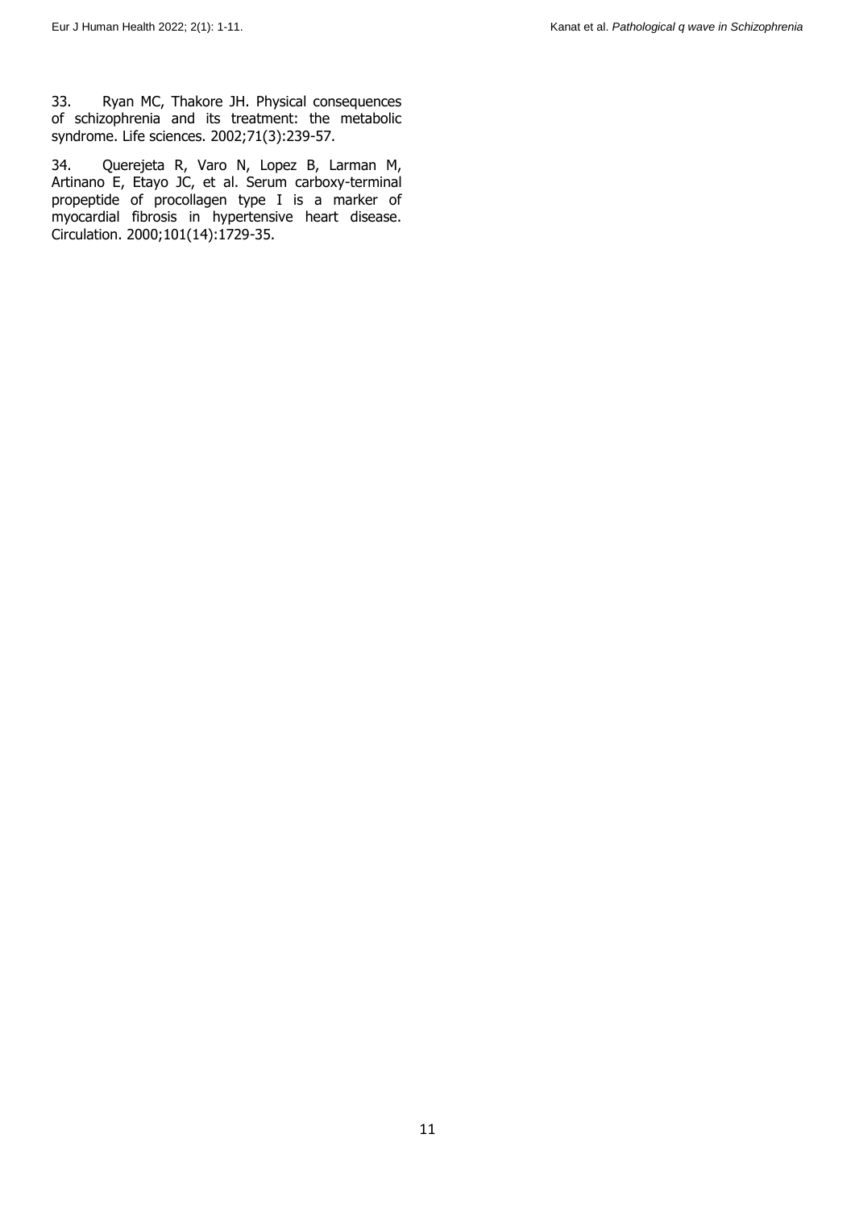33. Ryan MC, Thakore JH. Physical consequences of schizophrenia and its treatment: the metabolic syndrome. Life sciences. 2002;71(3):239-57.

34. Querejeta R, Varo N, Lopez B, Larman M, Artinano E, Etayo JC, et al. Serum carboxy-terminal propeptide of procollagen type I is a marker of myocardial fibrosis in hypertensive heart disease. Circulation. 2000;101(14):1729-35.